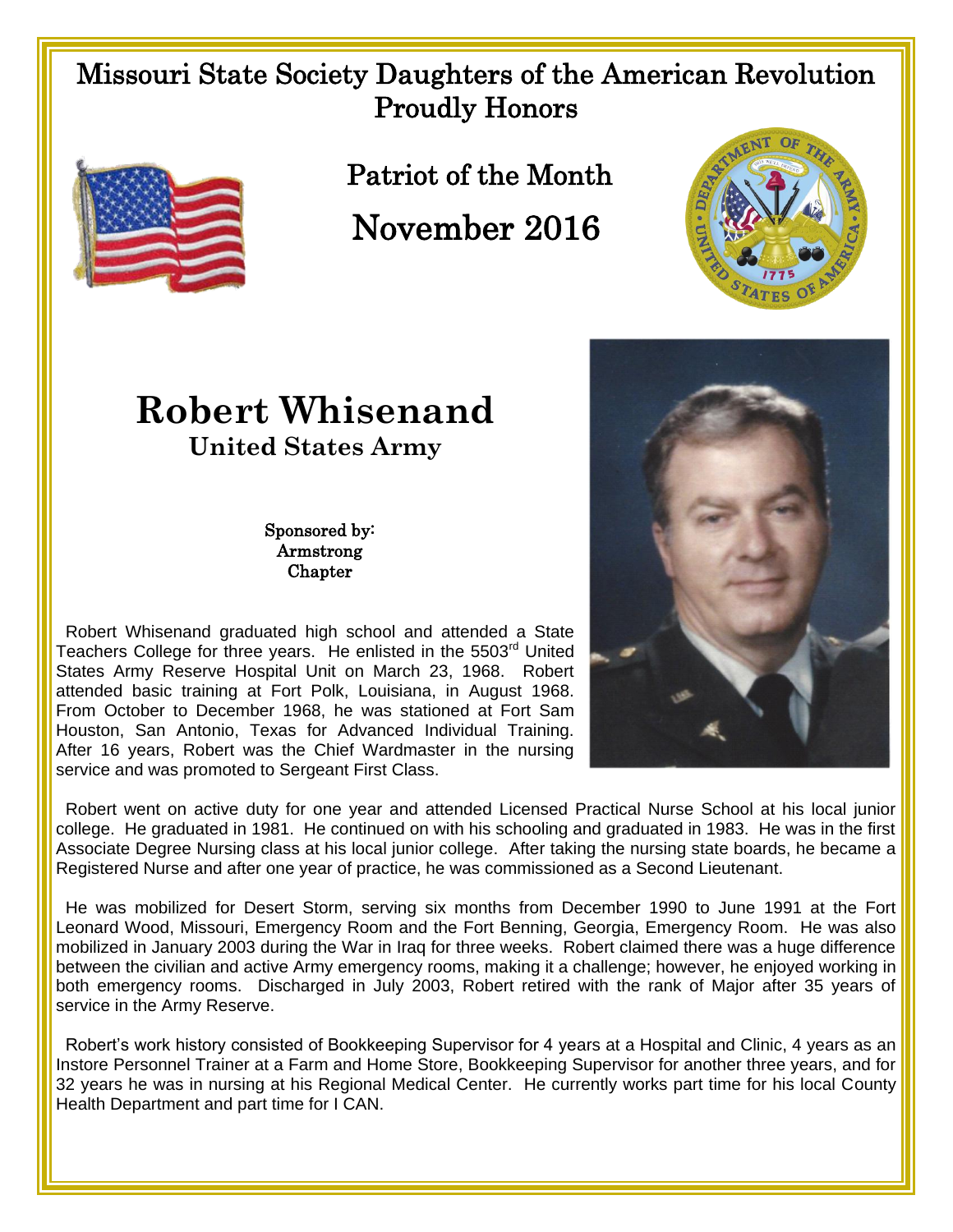# Missouri State Society Daughters of the American Revolution
## Proudly Honors

## Patriot of the Month

## November 2016

# Robert Whisenand

### United States Army

Sponsored by:
Armstrong
Chapter

Robert Whisenand graduated high school and attended a State Teachers College for three years. He enlisted in the 5503rd United States Army Reserve Hospital Unit on March 23, 1968. Robert attended basic training at Fort Polk, Louisiana, in August 1968. From October to December 1968, he was stationed at Fort Sam Houston, San Antonio, Texas for Advanced Individual Training. After 16 years, Robert was the Chief Wardmaster in the nursing service and was promoted to Sergeant First Class.

Robert went on active duty for one year and attended Licensed Practical Nurse School at his local junior college. He graduated in 1981. He continued on with his schooling and graduated in 1983. He was in the first Associate Degree Nursing class at his local junior college. After taking the nursing state boards, he became a Registered Nurse and after one year of practice, he was commissioned as a Second Lieutenant.

He was mobilized for Desert Storm, serving six months from December 1990 to June 1991 at the Fort Leonard Wood, Missouri, Emergency Room and the Fort Benning, Georgia, Emergency Room. He was also mobilized in January 2003 during the War in Iraq for three weeks. Robert claimed there was a huge difference between the civilian and active Army emergency rooms, making it a challenge; however, he enjoyed working in both emergency rooms. Discharged in July 2003, Robert retired with the rank of Major after 35 years of service in the Army Reserve.

Robert's work history consisted of Bookkeeping Supervisor for 4 years at a Hospital and Clinic, 4 years as an Instore Personnel Trainer at a Farm and Home Store, Bookkeeping Supervisor for another three years, and for 32 years he was in nursing at his Regional Medical Center. He currently works part time for his local County Health Department and part time for I CAN.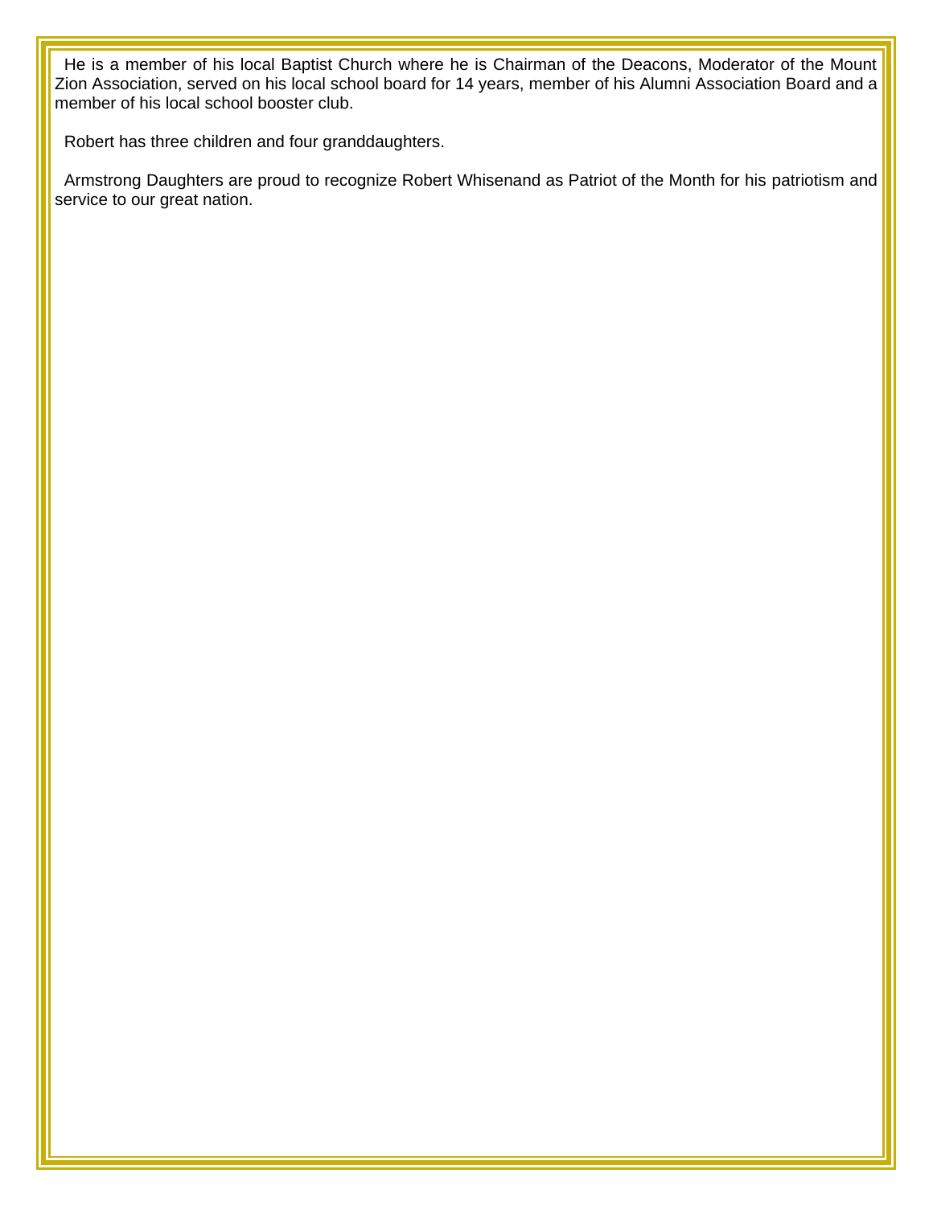He is a member of his local Baptist Church where he is Chairman of the Deacons, Moderator of the Mount Zion Association, served on his local school board for 14 years, member of his Alumni Association Board and a member of his local school booster club.

Robert has three children and four granddaughters.

Armstrong Daughters are proud to recognize Robert Whisenand as Patriot of the Month for his patriotism and service to our great nation.